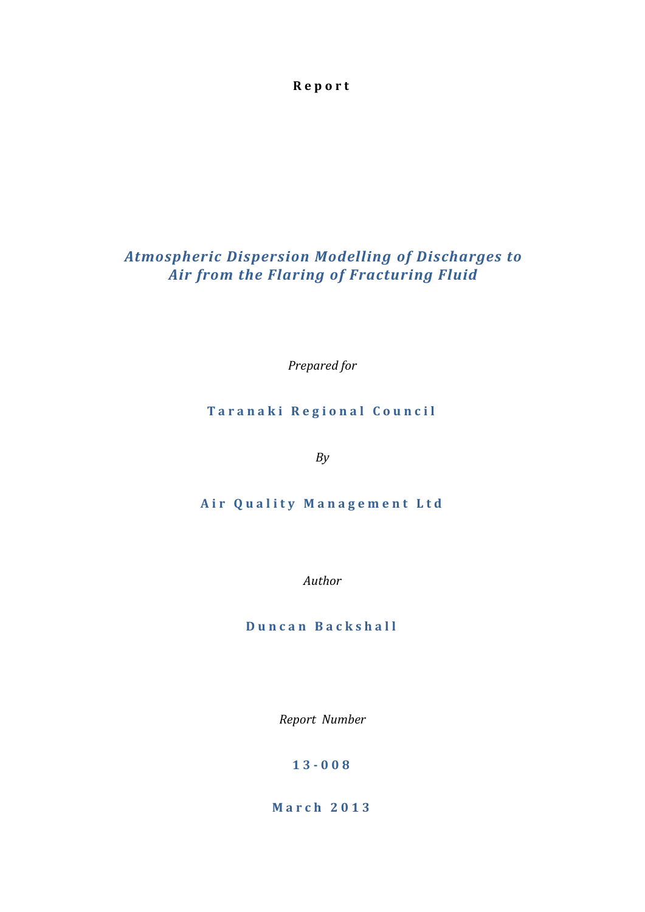**Report**

# *Atmospheric Dispersion Modelling of Discharges to Air from the Flaring of Fracturing Fluid*

*Prepared for*

**Taranaki Regional Council**

*By*

**Air Quality Management Ltd**

*Author*

**Duncan Backshall**

*Report Number*

**13-008**

**March 2013**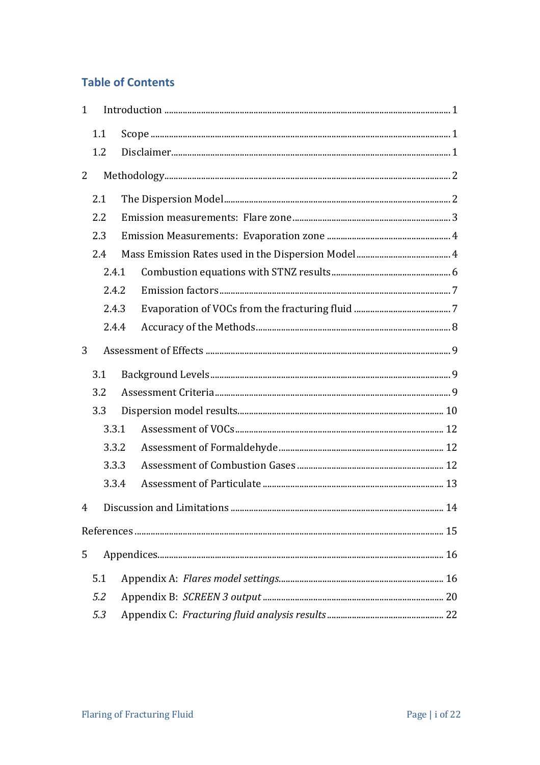## Table of Contents

1 Introduction ........................................................................................................................ 1

1.1 Scope ................................................................................................................................ 1

1.2 Disclaimer.......................................................................................................................... 1

2 Methodology......................................................................................................................... 2

2.1 The Dispersion Model ..................................................................................................... 2

2.2 Emission measurements: Flare zone ............................................................................... 3

2.3 Emission Measurements: Evaporation zone ..................................................................... 4

2.4 Mass Emission Rates used in the Dispersion Model ........................................................ 4

2.4.1 Combustion equations with STNZ results ................................................................. 6

2.4.2 Emission factors ......................................................................................................... 7

2.4.3 Evaporation of VOCs from the fracturing fluid ........................................................... 7

2.4.4 Accuracy of the Methods............................................................................................ 8

3 Assessment of Effects ......................................................................................................... 9

3.1 Background Levels ........................................................................................................... 9

3.2 Assessment Criteria ......................................................................................................... 9

3.3 Dispersion model results................................................................................................ 10

3.3.1 Assessment of VOCs ................................................................................................ 12

3.3.2 Assessment of Formaldehyde.................................................................................... 12

3.3.3 Assessment of Combustion Gases ........................................................................... 12

3.3.4 Assessment of Particulate ......................................................................................... 13

4 Discussion and Limitations ............................................................................................... 14

References .............................................................................................................................. 15

5 Appendices......................................................................................................................... 16

5.1 Appendix A: *Flares model settings*.................................................................................. 16

*5.2* Appendix B: *SCREEN 3 output* ..................................................................................... 20

*5.3* Appendix C: *Fracturing fluid analysis results* ............................................................... 22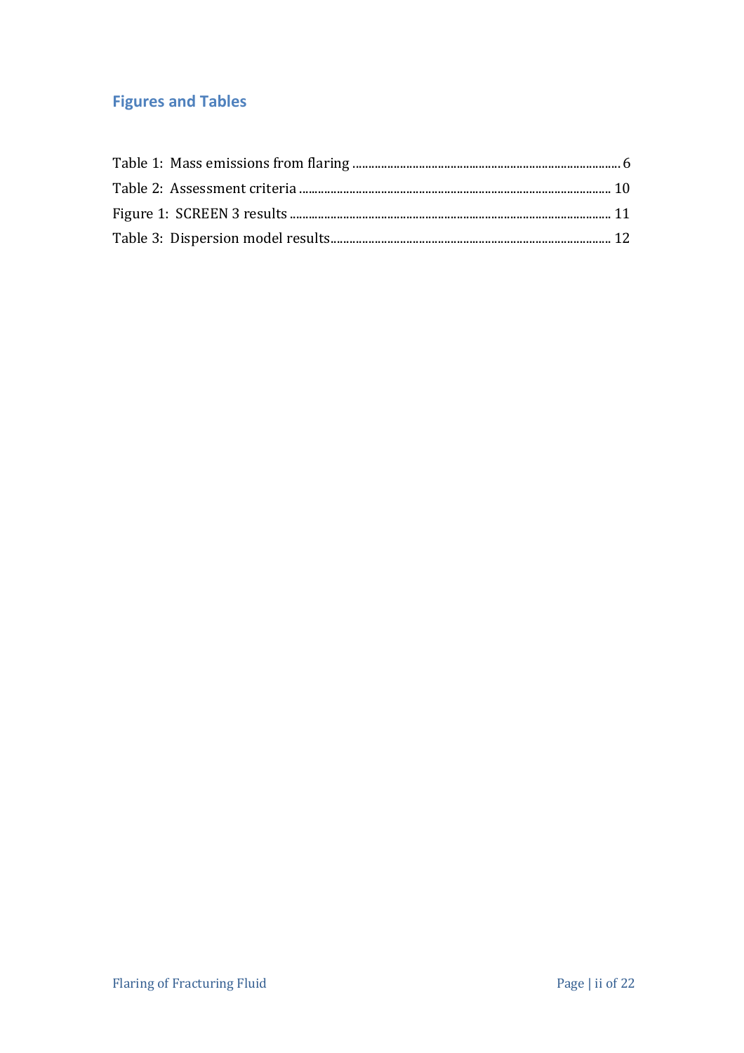## Figures and Tables

Table 1: Mass emissions from flaring ........................................................................................ 6

Table 2: Assessment criteria ..................................................................................................... 10

Figure 1: SCREEN 3 results ....................................................................................................... 11

Table 3: Dispersion model results............................................................................................. 12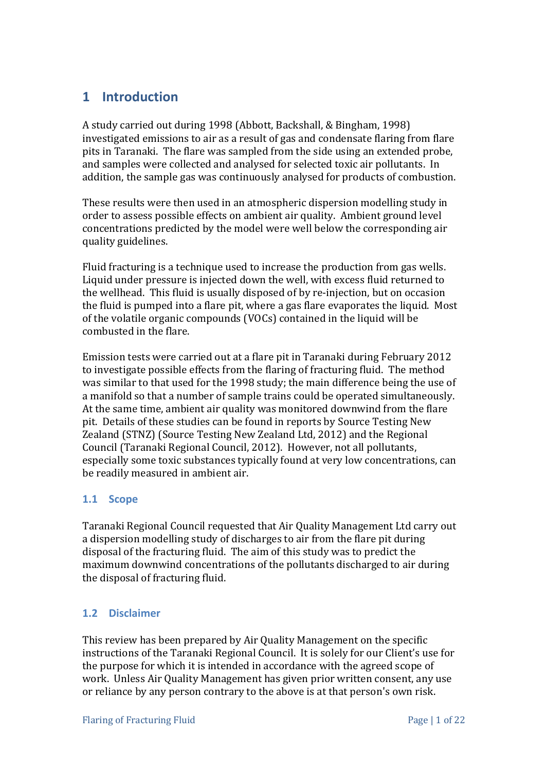# 1 Introduction

A study carried out during 1998 (Abbott, Backshall, & Bingham, 1998) investigated emissions to air as a result of gas and condensate flaring from flare pits in Taranaki. The flare was sampled from the side using an extended probe, and samples were collected and analysed for selected toxic air pollutants. In addition, the sample gas was continuously analysed for products of combustion.

These results were then used in an atmospheric dispersion modelling study in order to assess possible effects on ambient air quality. Ambient ground level concentrations predicted by the model were well below the corresponding air quality guidelines.

Fluid fracturing is a technique used to increase the production from gas wells. Liquid under pressure is injected down the well, with excess fluid returned to the wellhead. This fluid is usually disposed of by re-injection, but on occasion the fluid is pumped into a flare pit, where a gas flare evaporates the liquid. Most of the volatile organic compounds (VOCs) contained in the liquid will be combusted in the flare.

Emission tests were carried out at a flare pit in Taranaki during February 2012 to investigate possible effects from the flaring of fracturing fluid. The method was similar to that used for the 1998 study; the main difference being the use of a manifold so that a number of sample trains could be operated simultaneously. At the same time, ambient air quality was monitored downwind from the flare pit. Details of these studies can be found in reports by Source Testing New Zealand (STNZ) (Source Testing New Zealand Ltd, 2012) and the Regional Council (Taranaki Regional Council, 2012). However, not all pollutants, especially some toxic substances typically found at very low concentrations, can be readily measured in ambient air.

## 1.1 Scope

Taranaki Regional Council requested that Air Quality Management Ltd carry out a dispersion modelling study of discharges to air from the flare pit during disposal of the fracturing fluid. The aim of this study was to predict the maximum downwind concentrations of the pollutants discharged to air during the disposal of fracturing fluid.

## 1.2 Disclaimer

This review has been prepared by Air Quality Management on the specific instructions of the Taranaki Regional Council. It is solely for our Client's use for the purpose for which it is intended in accordance with the agreed scope of work. Unless Air Quality Management has given prior written consent, any use or reliance by any person contrary to the above is at that person's own risk.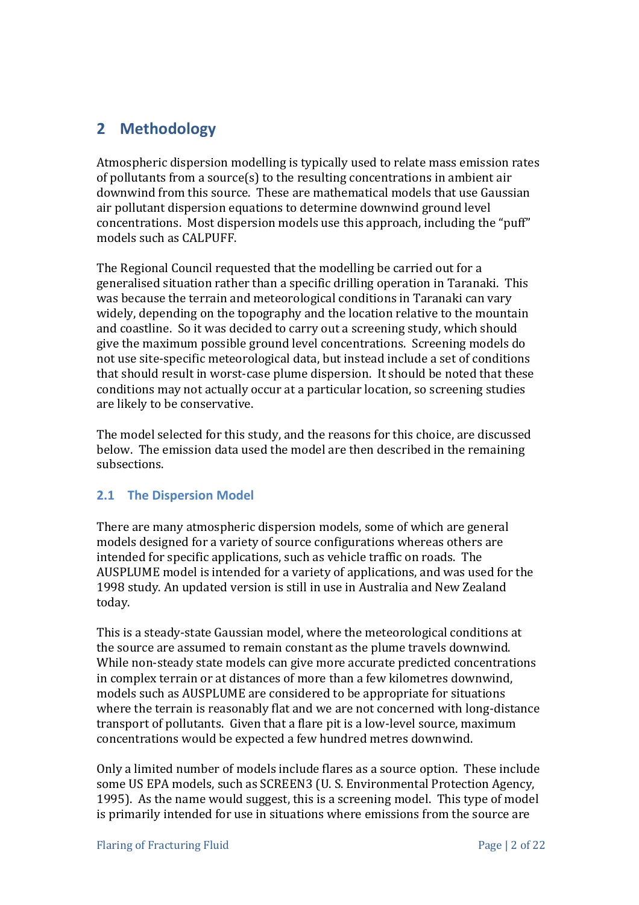## 2 Methodology

Atmospheric dispersion modelling is typically used to relate mass emission rates of pollutants from a source(s) to the resulting concentrations in ambient air downwind from this source. These are mathematical models that use Gaussian air pollutant dispersion equations to determine downwind ground level concentrations. Most dispersion models use this approach, including the "puff" models such as CALPUFF.

The Regional Council requested that the modelling be carried out for a generalised situation rather than a specific drilling operation in Taranaki. This was because the terrain and meteorological conditions in Taranaki can vary widely, depending on the topography and the location relative to the mountain and coastline. So it was decided to carry out a screening study, which should give the maximum possible ground level concentrations. Screening models do not use site-specific meteorological data, but instead include a set of conditions that should result in worst-case plume dispersion. It should be noted that these conditions may not actually occur at a particular location, so screening studies are likely to be conservative.

The model selected for this study, and the reasons for this choice, are discussed below. The emission data used the model are then described in the remaining subsections.

### 2.1 The Dispersion Model

There are many atmospheric dispersion models, some of which are general models designed for a variety of source configurations whereas others are intended for specific applications, such as vehicle traffic on roads. The AUSPLUME model is intended for a variety of applications, and was used for the 1998 study. An updated version is still in use in Australia and New Zealand today.

This is a steady-state Gaussian model, where the meteorological conditions at the source are assumed to remain constant as the plume travels downwind. While non-steady state models can give more accurate predicted concentrations in complex terrain or at distances of more than a few kilometres downwind, models such as AUSPLUME are considered to be appropriate for situations where the terrain is reasonably flat and we are not concerned with long-distance transport of pollutants. Given that a flare pit is a low-level source, maximum concentrations would be expected a few hundred metres downwind.

Only a limited number of models include flares as a source option. These include some US EPA models, such as SCREEN3 (U. S. Environmental Protection Agency, 1995). As the name would suggest, this is a screening model. This type of model is primarily intended for use in situations where emissions from the source are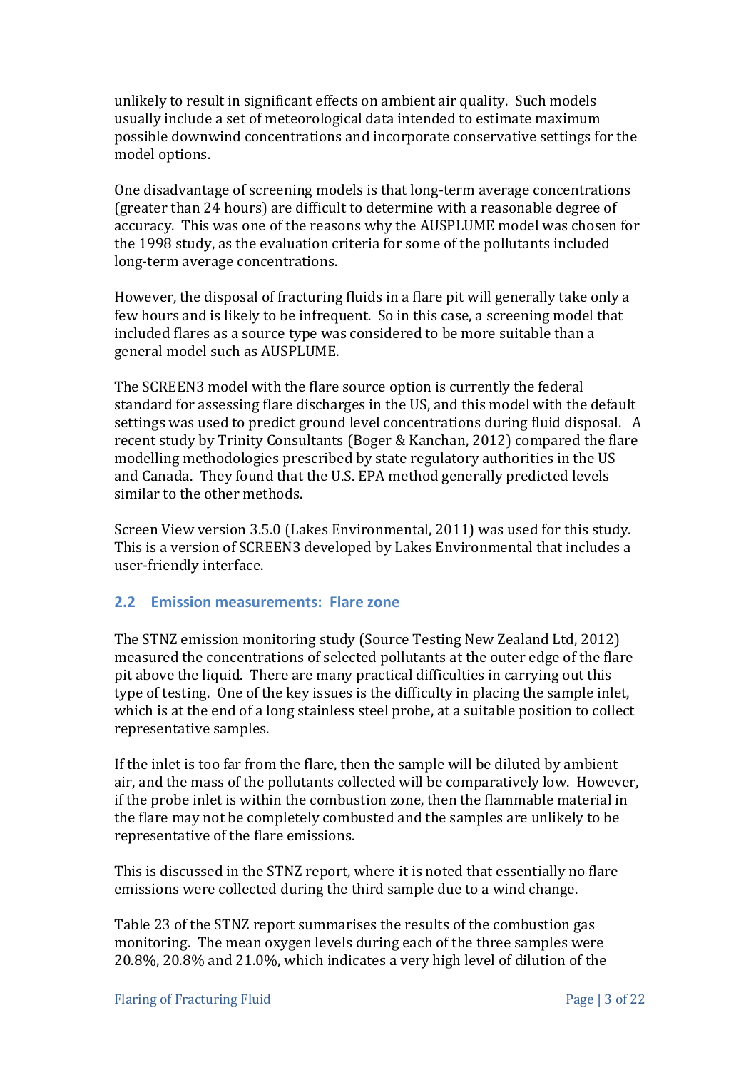unlikely to result in significant effects on ambient air quality. Such models usually include a set of meteorological data intended to estimate maximum possible downwind concentrations and incorporate conservative settings for the model options.

One disadvantage of screening models is that long-term average concentrations (greater than 24 hours) are difficult to determine with a reasonable degree of accuracy. This was one of the reasons why the AUSPLUME model was chosen for the 1998 study, as the evaluation criteria for some of the pollutants included long-term average concentrations.

However, the disposal of fracturing fluids in a flare pit will generally take only a few hours and is likely to be infrequent. So in this case, a screening model that included flares as a source type was considered to be more suitable than a general model such as AUSPLUME.

The SCREEN3 model with the flare source option is currently the federal standard for assessing flare discharges in the US, and this model with the default settings was used to predict ground level concentrations during fluid disposal. A recent study by Trinity Consultants (Boger & Kanchan, 2012) compared the flare modelling methodologies prescribed by state regulatory authorities in the US and Canada. They found that the U.S. EPA method generally predicted levels similar to the other methods.

Screen View version 3.5.0 (Lakes Environmental, 2011) was used for this study. This is a version of SCREEN3 developed by Lakes Environmental that includes a user-friendly interface.

### 2.2 Emission measurements: Flare zone

The STNZ emission monitoring study (Source Testing New Zealand Ltd, 2012) measured the concentrations of selected pollutants at the outer edge of the flare pit above the liquid. There are many practical difficulties in carrying out this type of testing. One of the key issues is the difficulty in placing the sample inlet, which is at the end of a long stainless steel probe, at a suitable position to collect representative samples.

If the inlet is too far from the flare, then the sample will be diluted by ambient air, and the mass of the pollutants collected will be comparatively low. However, if the probe inlet is within the combustion zone, then the flammable material in the flare may not be completely combusted and the samples are unlikely to be representative of the flare emissions.

This is discussed in the STNZ report, where it is noted that essentially no flare emissions were collected during the third sample due to a wind change.

Table 23 of the STNZ report summarises the results of the combustion gas monitoring. The mean oxygen levels during each of the three samples were 20.8%, 20.8% and 21.0%, which indicates a very high level of dilution of the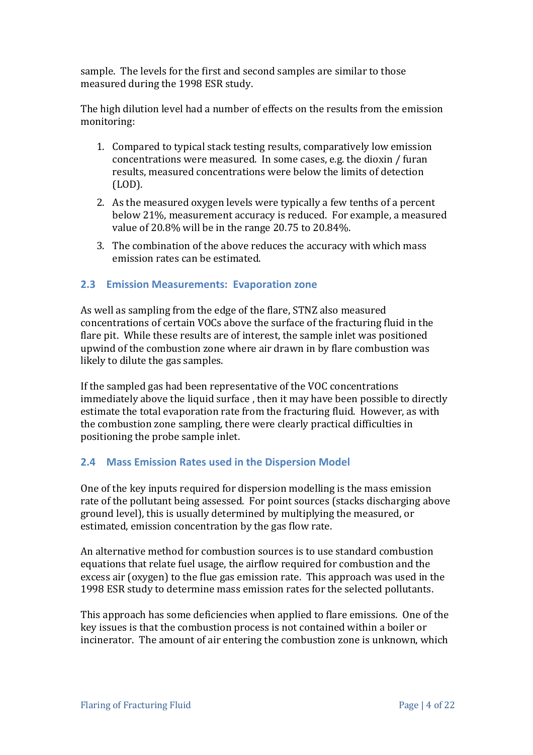sample. The levels for the first and second samples are similar to those measured during the 1998 ESR study.

The high dilution level had a number of effects on the results from the emission monitoring:

1. Compared to typical stack testing results, comparatively low emission concentrations were measured. In some cases, e.g. the dioxin / furan results, measured concentrations were below the limits of detection (LOD).
2. As the measured oxygen levels were typically a few tenths of a percent below 21%, measurement accuracy is reduced. For example, a measured value of 20.8% will be in the range 20.75 to 20.84%.
3. The combination of the above reduces the accuracy with which mass emission rates can be estimated.

## 2.3 Emission Measurements: Evaporation zone

As well as sampling from the edge of the flare, STNZ also measured concentrations of certain VOCs above the surface of the fracturing fluid in the flare pit. While these results are of interest, the sample inlet was positioned upwind of the combustion zone where air drawn in by flare combustion was likely to dilute the gas samples.

If the sampled gas had been representative of the VOC concentrations immediately above the liquid surface , then it may have been possible to directly estimate the total evaporation rate from the fracturing fluid. However, as with the combustion zone sampling, there were clearly practical difficulties in positioning the probe sample inlet.

## 2.4 Mass Emission Rates used in the Dispersion Model

One of the key inputs required for dispersion modelling is the mass emission rate of the pollutant being assessed. For point sources (stacks discharging above ground level), this is usually determined by multiplying the measured, or estimated, emission concentration by the gas flow rate.

An alternative method for combustion sources is to use standard combustion equations that relate fuel usage, the airflow required for combustion and the excess air (oxygen) to the flue gas emission rate. This approach was used in the 1998 ESR study to determine mass emission rates for the selected pollutants.

This approach has some deficiencies when applied to flare emissions. One of the key issues is that the combustion process is not contained within a boiler or incinerator. The amount of air entering the combustion zone is unknown, which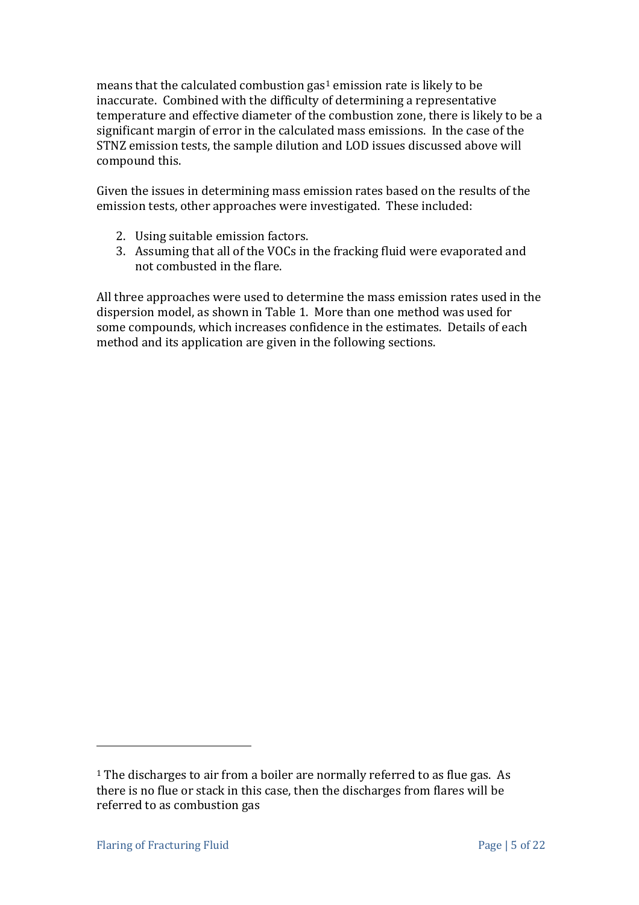means that the calculated combustion gas[1] emission rate is likely to be inaccurate. Combined with the difficulty of determining a representative temperature and effective diameter of the combustion zone, there is likely to be a significant margin of error in the calculated mass emissions. In the case of the STNZ emission tests, the sample dilution and LOD issues discussed above will compound this.

Given the issues in determining mass emission rates based on the results of the emission tests, other approaches were investigated. These included:

2. Using suitable emission factors.
3. Assuming that all of the VOCs in the fracking fluid were evaporated and not combusted in the flare.

All three approaches were used to determine the mass emission rates used in the dispersion model, as shown in Table 1. More than one method was used for some compounds, which increases confidence in the estimates. Details of each method and its application are given in the following sections.

[1] The discharges to air from a boiler are normally referred to as flue gas. As there is no flue or stack in this case, then the discharges from flares will be referred to as combustion gas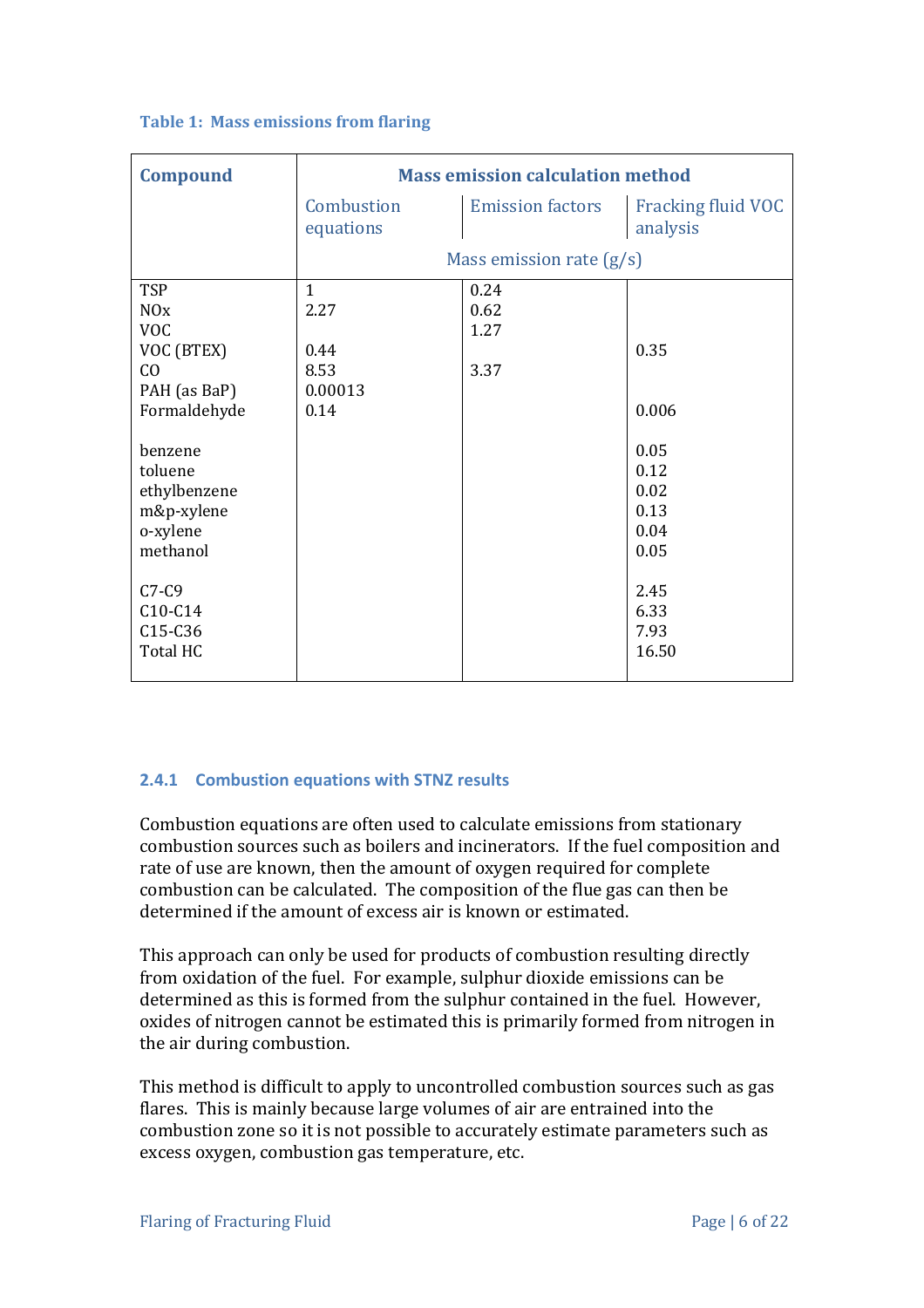**Table 1: Mass emissions from flaring**

| Compound | Mass emission calculation method | | |
|---|---|---|---|
| | Combustion equations | Emission factors | Fracking fluid VOC analysis |
| | Mass emission rate (g/s) | | |
| TSP | 1 | 0.24 | |
| NOx | 2.27 | 0.62 | |
| VOC | | 1.27 | |
| VOC (BTEX) | 0.44 | | 0.35 |
| CO | 8.53 | 3.37 | |
| PAH (as BaP) | 0.00013 | | |
| Formaldehyde | 0.14 | | 0.006 |
| benzene | | | 0.05 |
| toluene | | | 0.12 |
| ethylbenzene | | | 0.02 |
| m&p-xylene | | | 0.13 |
| o-xylene | | | 0.04 |
| methanol | | | 0.05 |
| C7-C9 | | | 2.45 |
| C10-C14 | | | 6.33 |
| C15-C36 | | | 7.93 |
| Total HC | | | 16.50 |

### 2.4.1 Combustion equations with STNZ results

Combustion equations are often used to calculate emissions from stationary combustion sources such as boilers and incinerators. If the fuel composition and rate of use are known, then the amount of oxygen required for complete combustion can be calculated. The composition of the flue gas can then be determined if the amount of excess air is known or estimated.

This approach can only be used for products of combustion resulting directly from oxidation of the fuel. For example, sulphur dioxide emissions can be determined as this is formed from the sulphur contained in the fuel. However, oxides of nitrogen cannot be estimated this is primarily formed from nitrogen in the air during combustion.

This method is difficult to apply to uncontrolled combustion sources such as gas flares. This is mainly because large volumes of air are entrained into the combustion zone so it is not possible to accurately estimate parameters such as excess oxygen, combustion gas temperature, etc.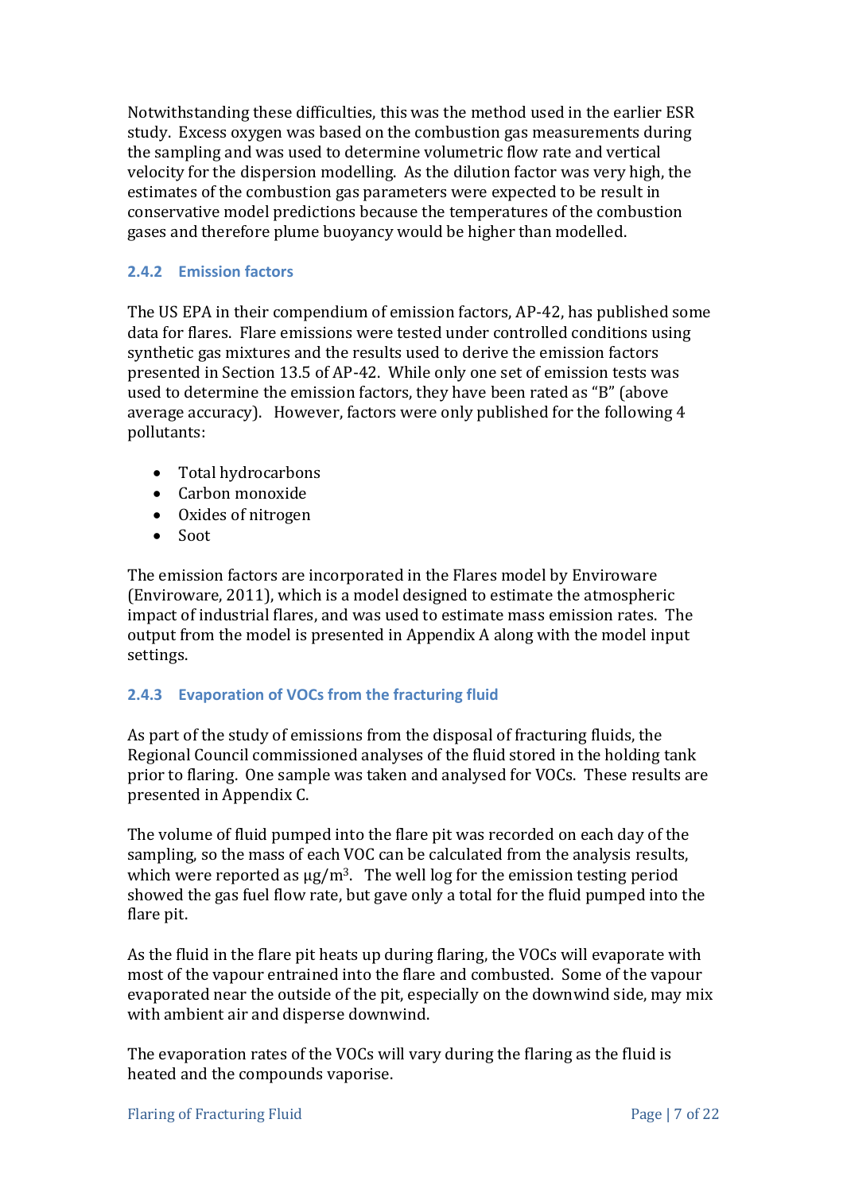Notwithstanding these difficulties, this was the method used in the earlier ESR study. Excess oxygen was based on the combustion gas measurements during the sampling and was used to determine volumetric flow rate and vertical velocity for the dispersion modelling. As the dilution factor was very high, the estimates of the combustion gas parameters were expected to be result in conservative model predictions because the temperatures of the combustion gases and therefore plume buoyancy would be higher than modelled.

### 2.4.2 Emission factors

The US EPA in their compendium of emission factors, AP-42, has published some data for flares. Flare emissions were tested under controlled conditions using synthetic gas mixtures and the results used to derive the emission factors presented in Section 13.5 of AP-42. While only one set of emission tests was used to determine the emission factors, they have been rated as "B" (above average accuracy). However, factors were only published for the following 4 pollutants:

- Total hydrocarbons
- Carbon monoxide
- Oxides of nitrogen
- Soot

The emission factors are incorporated in the Flares model by Enviroware (Enviroware, 2011), which is a model designed to estimate the atmospheric impact of industrial flares, and was used to estimate mass emission rates. The output from the model is presented in Appendix A along with the model input settings.

### 2.4.3 Evaporation of VOCs from the fracturing fluid

As part of the study of emissions from the disposal of fracturing fluids, the Regional Council commissioned analyses of the fluid stored in the holding tank prior to flaring. One sample was taken and analysed for VOCs. These results are presented in Appendix C.

The volume of fluid pumped into the flare pit was recorded on each day of the sampling, so the mass of each VOC can be calculated from the analysis results, which were reported as $\mu g/m^3$. The well log for the emission testing period showed the gas fuel flow rate, but gave only a total for the fluid pumped into the flare pit.

As the fluid in the flare pit heats up during flaring, the VOCs will evaporate with most of the vapour entrained into the flare and combusted. Some of the vapour evaporated near the outside of the pit, especially on the downwind side, may mix with ambient air and disperse downwind.

The evaporation rates of the VOCs will vary during the flaring as the fluid is heated and the compounds vaporise.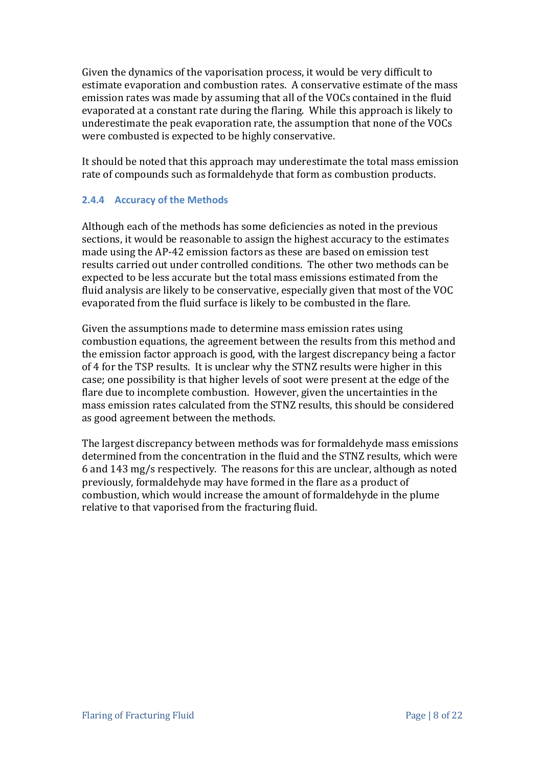Given the dynamics of the vaporisation process, it would be very difficult to estimate evaporation and combustion rates. A conservative estimate of the mass emission rates was made by assuming that all of the VOCs contained in the fluid evaporated at a constant rate during the flaring. While this approach is likely to underestimate the peak evaporation rate, the assumption that none of the VOCs were combusted is expected to be highly conservative.

It should be noted that this approach may underestimate the total mass emission rate of compounds such as formaldehyde that form as combustion products.

### 2.4.4 Accuracy of the Methods

Although each of the methods has some deficiencies as noted in the previous sections, it would be reasonable to assign the highest accuracy to the estimates made using the AP-42 emission factors as these are based on emission test results carried out under controlled conditions. The other two methods can be expected to be less accurate but the total mass emissions estimated from the fluid analysis are likely to be conservative, especially given that most of the VOC evaporated from the fluid surface is likely to be combusted in the flare.

Given the assumptions made to determine mass emission rates using combustion equations, the agreement between the results from this method and the emission factor approach is good, with the largest discrepancy being a factor of 4 for the TSP results. It is unclear why the STNZ results were higher in this case; one possibility is that higher levels of soot were present at the edge of the flare due to incomplete combustion. However, given the uncertainties in the mass emission rates calculated from the STNZ results, this should be considered as good agreement between the methods.

The largest discrepancy between methods was for formaldehyde mass emissions determined from the concentration in the fluid and the STNZ results, which were 6 and 143 mg/s respectively. The reasons for this are unclear, although as noted previously, formaldehyde may have formed in the flare as a product of combustion, which would increase the amount of formaldehyde in the plume relative to that vaporised from the fracturing fluid.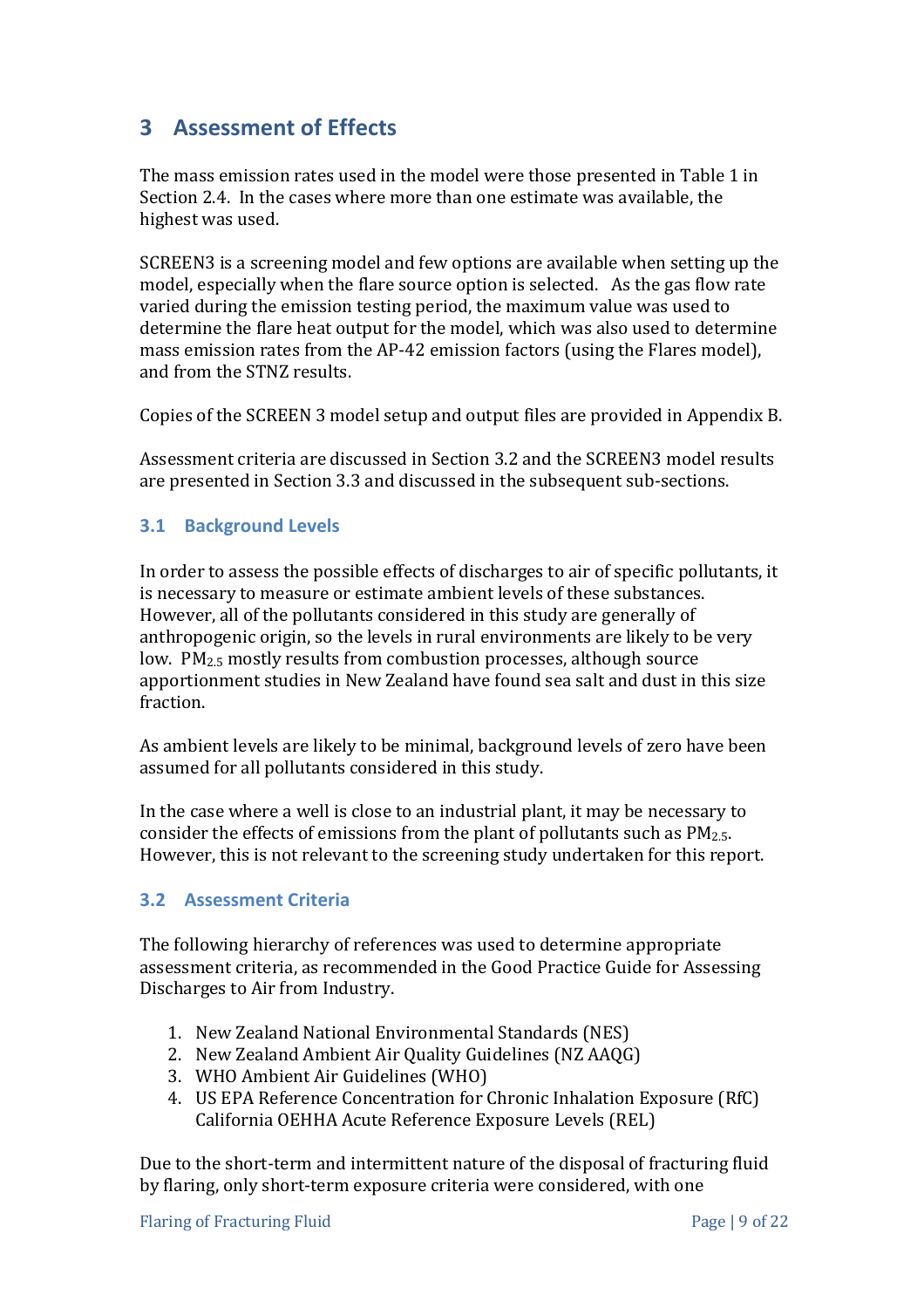# 3 Assessment of Effects

The mass emission rates used in the model were those presented in Table 1 in Section 2.4. In the cases where more than one estimate was available, the highest was used.

SCREEN3 is a screening model and few options are available when setting up the model, especially when the flare source option is selected. As the gas flow rate varied during the emission testing period, the maximum value was used to determine the flare heat output for the model, which was also used to determine mass emission rates from the AP-42 emission factors (using the Flares model), and from the STNZ results.

Copies of the SCREEN 3 model setup and output files are provided in Appendix B.

Assessment criteria are discussed in Section 3.2 and the SCREEN3 model results are presented in Section 3.3 and discussed in the subsequent sub-sections.

## 3.1 Background Levels

In order to assess the possible effects of discharges to air of specific pollutants, it is necessary to measure or estimate ambient levels of these substances. However, all of the pollutants considered in this study are generally of anthropogenic origin, so the levels in rural environments are likely to be very low. $PM_{2.5}$ mostly results from combustion processes, although source apportionment studies in New Zealand have found sea salt and dust in this size fraction.

As ambient levels are likely to be minimal, background levels of zero have been assumed for all pollutants considered in this study.

In the case where a well is close to an industrial plant, it may be necessary to consider the effects of emissions from the plant of pollutants such as $PM_{2.5}$. However, this is not relevant to the screening study undertaken for this report.

## 3.2 Assessment Criteria

The following hierarchy of references was used to determine appropriate assessment criteria, as recommended in the Good Practice Guide for Assessing Discharges to Air from Industry.

1. New Zealand National Environmental Standards (NES)
2. New Zealand Ambient Air Quality Guidelines (NZ AAQG)
3. WHO Ambient Air Guidelines (WHO)
4. US EPA Reference Concentration for Chronic Inhalation Exposure (RfC) California OEHHA Acute Reference Exposure Levels (REL)

Due to the short-term and intermittent nature of the disposal of fracturing fluid by flaring, only short-term exposure criteria were considered, with one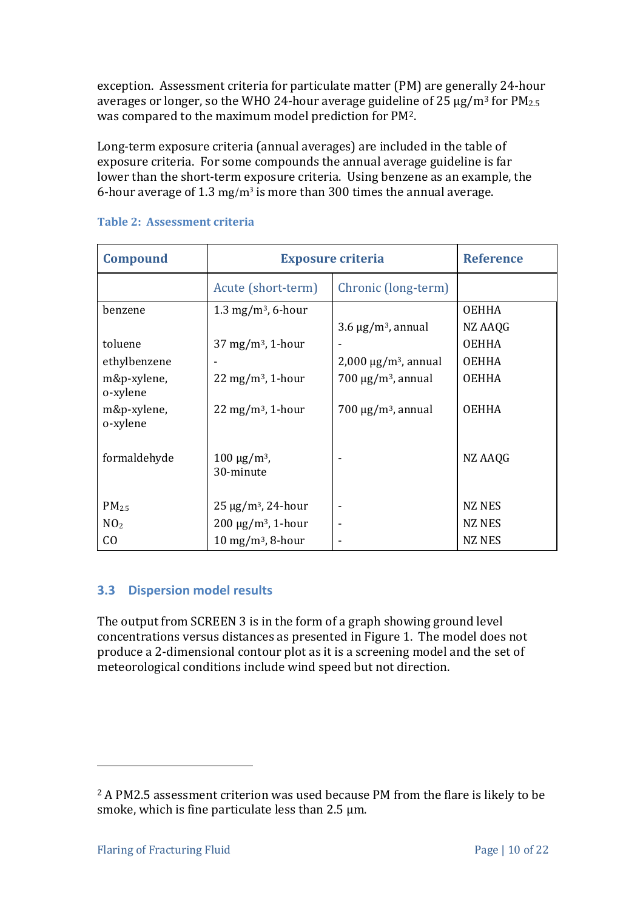exception. Assessment criteria for particulate matter (PM) are generally 24-hour averages or longer, so the WHO 24-hour average guideline of 25 µg/m$^3$ for $PM_{2.5}$ was compared to the maximum model prediction for PM[2].

Long-term exposure criteria (annual averages) are included in the table of exposure criteria. For some compounds the annual average guideline is far lower than the short-term exposure criteria. Using benzene as an example, the 6-hour average of 1.3 mg/m$^3$ is more than 300 times the annual average.

**Table 2: Assessment criteria**

| Compound | Exposure criteria | | Reference |
|---|---|---|---|
| | Acute (short-term) | Chronic (long-term) | |
| benzene | 1.3 mg/m$^3$, 6-hour | | OEHHA |
| | | 3.6 µg/m$^3$, annual | NZ AAQG |
| toluene | 37 mg/m$^3$, 1-hour | - | OEHHA |
| ethylbenzene | - | 2,000 µg/m$^3$, annual | OEHHA |
| m&p-xylene, o-xylene | 22 mg/m$^3$, 1-hour | 700 µg/m$^3$, annual | OEHHA |
| m&p-xylene, o-xylene | 22 mg/m$^3$, 1-hour | 700 µg/m$^3$, annual | OEHHA |
| formaldehyde | 100 µg/m$^3$, 30-minute | - | NZ AAQG |
| $PM_{2.5}$ | 25 µg/m$^3$, 24-hour | - | NZ NES |
| $NO_2$ | 200 µg/m$^3$, 1-hour | - | NZ NES |
| CO | 10 mg/m$^3$, 8-hour | - | NZ NES |

## 3.3 Dispersion model results

The output from SCREEN 3 is in the form of a graph showing ground level concentrations versus distances as presented in Figure 1. The model does not produce a 2-dimensional contour plot as it is a screening model and the set of meteorological conditions include wind speed but not direction.

[2] A PM2.5 assessment criterion was used because PM from the flare is likely to be smoke, which is fine particulate less than 2.5 µm.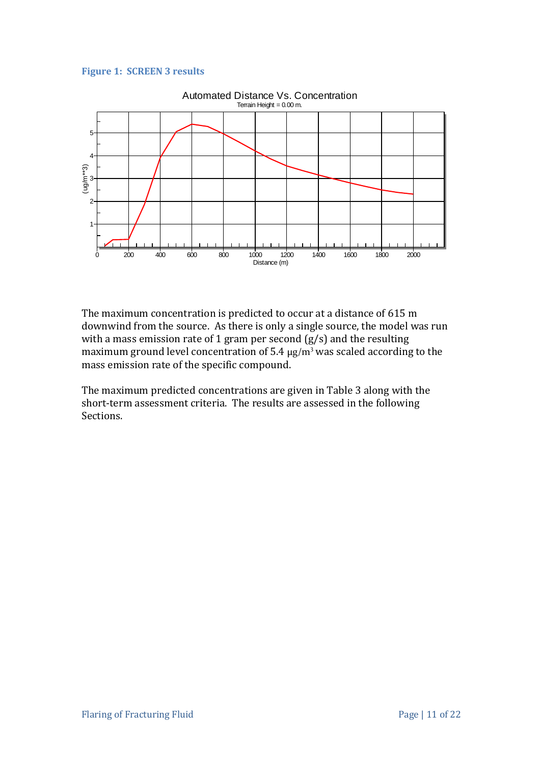**Figure 1: SCREEN 3 results**

Automated Distance Vs. Concentration

Terrain Height = 0.00 m.

(ug/m**3)

1
2
3
4
5

0
200
400
600
800
1000
1200
1400
1600
1800
2000

Distance (m)

The maximum concentration is predicted to occur at a distance of 615 m downwind from the source. As there is only a single source, the model was run with a mass emission rate of 1 gram per second (g/s) and the resulting maximum ground level concentration of 5.4 $\mu g/m^3$ was scaled according to the mass emission rate of the specific compound.

The maximum predicted concentrations are given in Table 3 along with the short-term assessment criteria. The results are assessed in the following Sections.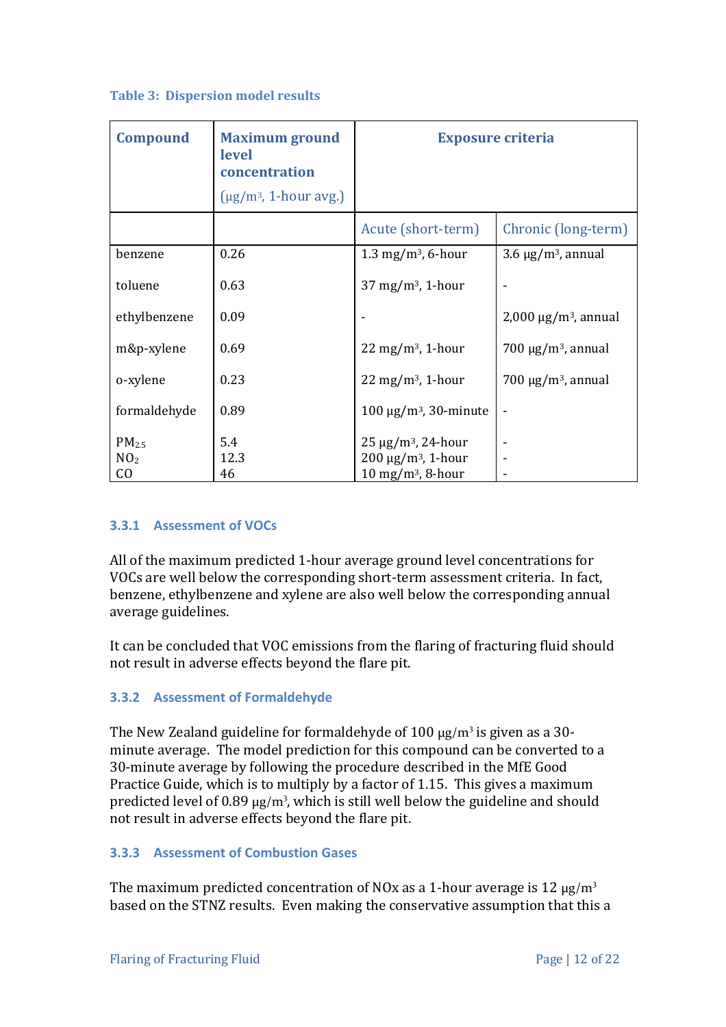**Table 3: Dispersion model results**

| Compound | Maximum ground level concentration ($\mu g/m^3$, 1-hour avg.) | Exposure criteria | |
|---|---|---|---|
| | | Acute (short-term) | Chronic (long-term) |
| benzene | 0.26 | 1.3 $mg/m^3$, 6-hour | 3.6 $\mu g/m^3$, annual |
| toluene | 0.63 | 37 $mg/m^3$, 1-hour | - |
| ethylbenzene | 0.09 | - | 2,000 $\mu g/m^3$, annual |
| m&p-xylene | 0.69 | 22 $mg/m^3$, 1-hour | 700 $\mu g/m^3$, annual |
| o-xylene | 0.23 | 22 $mg/m^3$, 1-hour | 700 $\mu g/m^3$, annual |
| formaldehyde | 0.89 | 100 $\mu g/m^3$, 30-minute | - |
| $PM_{2.5}$ | 5.4 | 25 $\mu g/m^3$, 24-hour | - |
| $NO_2$ | 12.3 | 200 $\mu g/m^3$, 1-hour | - |
| CO | 46 | 10 $mg/m^3$, 8-hour | - |

### 3.3.1 Assessment of VOCs

All of the maximum predicted 1-hour average ground level concentrations for VOCs are well below the corresponding short-term assessment criteria. In fact, benzene, ethylbenzene and xylene are also well below the corresponding annual average guidelines.

It can be concluded that VOC emissions from the flaring of fracturing fluid should not result in adverse effects beyond the flare pit.

### 3.3.2 Assessment of Formaldehyde

The New Zealand guideline for formaldehyde of 100 $\mu g/m^3$ is given as a 30-minute average. The model prediction for this compound can be converted to a 30-minute average by following the procedure described in the MfE Good Practice Guide, which is to multiply by a factor of 1.15. This gives a maximum predicted level of 0.89 $\mu g/m^3$, which is still well below the guideline and should not result in adverse effects beyond the flare pit.

### 3.3.3 Assessment of Combustion Gases

The maximum predicted concentration of NOx as a 1-hour average is 12 $\mu g/m^3$ based on the STNZ results. Even making the conservative assumption that this a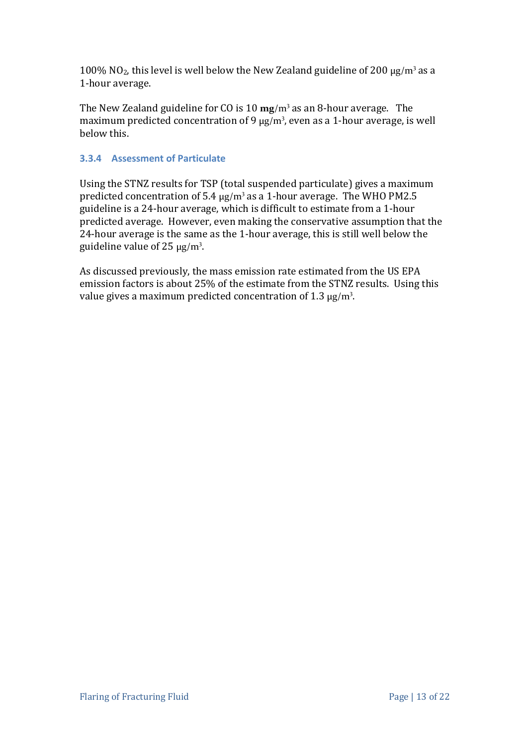100% $NO_2$, this level is well below the New Zealand guideline of 200 μg/m$^3$ as a 1-hour average.

The New Zealand guideline for CO is 10 **mg**/m$^3$ as an 8-hour average. The maximum predicted concentration of 9 μg/m$^3$, even as a 1-hour average, is well below this.

### 3.3.4 Assessment of Particulate

Using the STNZ results for TSP (total suspended particulate) gives a maximum predicted concentration of 5.4 μg/m$^3$ as a 1-hour average. The WHO PM2.5 guideline is a 24-hour average, which is difficult to estimate from a 1-hour predicted average. However, even making the conservative assumption that the 24-hour average is the same as the 1-hour average, this is still well below the guideline value of 25 μg/m$^3$.

As discussed previously, the mass emission rate estimated from the US EPA emission factors is about 25% of the estimate from the STNZ results. Using this value gives a maximum predicted concentration of 1.3 μg/m$^3$.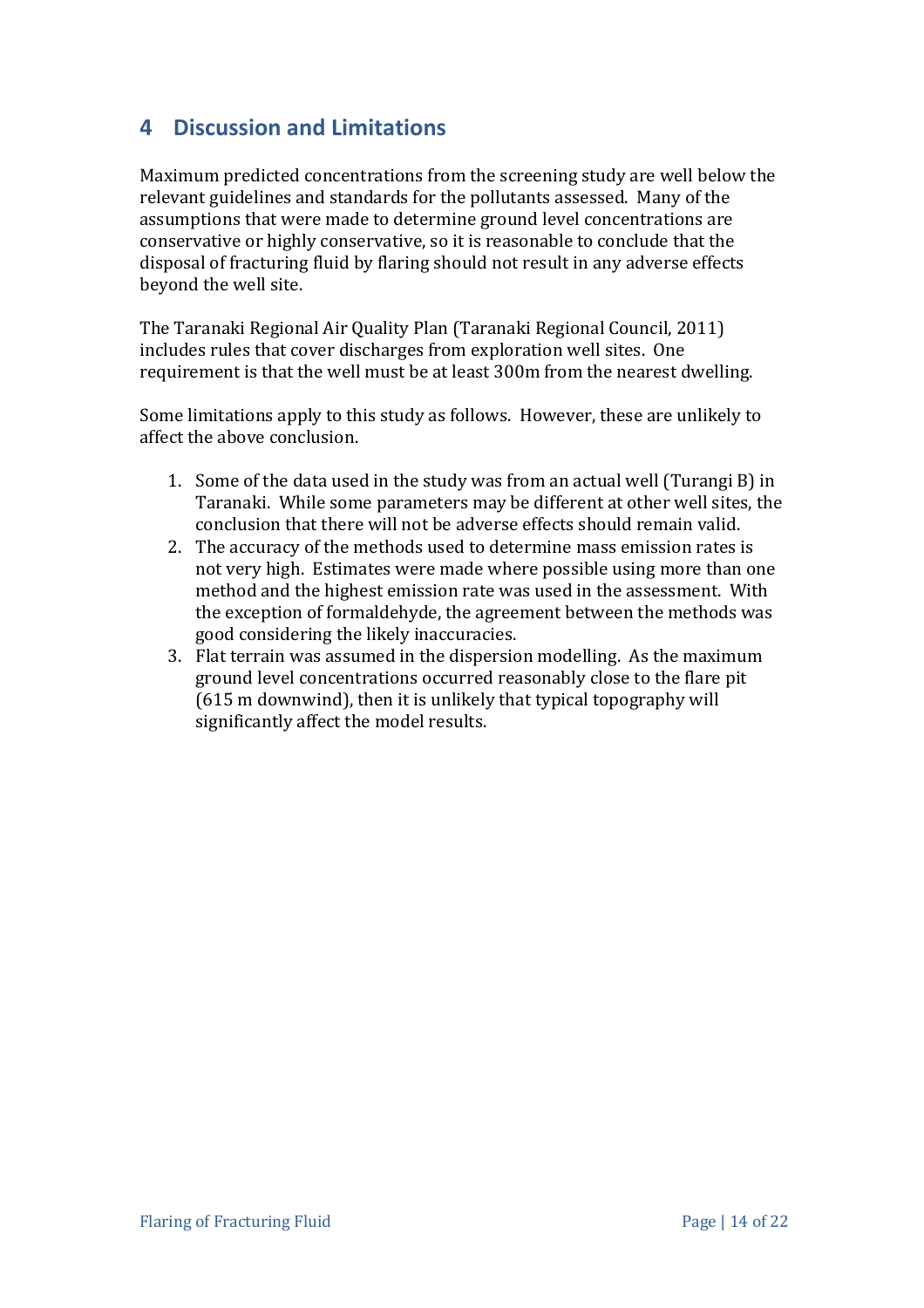## 4 Discussion and Limitations

Maximum predicted concentrations from the screening study are well below the relevant guidelines and standards for the pollutants assessed. Many of the assumptions that were made to determine ground level concentrations are conservative or highly conservative, so it is reasonable to conclude that the disposal of fracturing fluid by flaring should not result in any adverse effects beyond the well site.

The Taranaki Regional Air Quality Plan (Taranaki Regional Council, 2011) includes rules that cover discharges from exploration well sites. One requirement is that the well must be at least 300m from the nearest dwelling.

Some limitations apply to this study as follows. However, these are unlikely to affect the above conclusion.

1. Some of the data used in the study was from an actual well (Turangi B) in Taranaki. While some parameters may be different at other well sites, the conclusion that there will not be adverse effects should remain valid.
2. The accuracy of the methods used to determine mass emission rates is not very high. Estimates were made where possible using more than one method and the highest emission rate was used in the assessment. With the exception of formaldehyde, the agreement between the methods was good considering the likely inaccuracies.
3. Flat terrain was assumed in the dispersion modelling. As the maximum ground level concentrations occurred reasonably close to the flare pit (615 m downwind), then it is unlikely that typical topography will significantly affect the model results.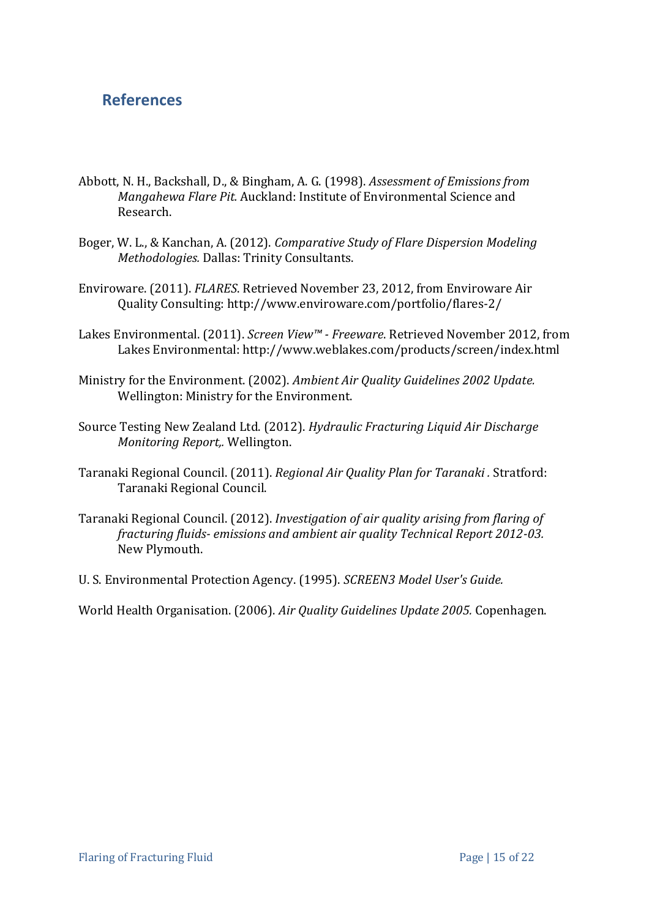## References

Abbott, N. H., Backshall, D., & Bingham, A. G. (1998). *Assessment of Emissions from Mangahewa Flare Pit.* Auckland: Institute of Environmental Science and Research.

Boger, W. L., & Kanchan, A. (2012). *Comparative Study of Flare Dispersion Modeling Methodologies.* Dallas: Trinity Consultants.

Enviroware. (2011). *FLARES*. Retrieved November 23, 2012, from Enviroware Air Quality Consulting: http://www.enviroware.com/portfolio/flares-2/

Lakes Environmental. (2011). *Screen View™ - Freeware*. Retrieved November 2012, from Lakes Environmental: http://www.weblakes.com/products/screen/index.html

Ministry for the Environment. (2002). *Ambient Air Quality Guidelines 2002 Update.* Wellington: Ministry for the Environment.

Source Testing New Zealand Ltd. (2012). *Hydraulic Fracturing Liquid Air Discharge Monitoring Report,.* Wellington.

Taranaki Regional Council. (2011). *Regional Air Quality Plan for Taranaki .* Stratford: Taranaki Regional Council.

Taranaki Regional Council. (2012). *Investigation of air quality arising from flaring of fracturing fluids- emissions and ambient air quality Technical Report 2012-03.* New Plymouth.

U. S. Environmental Protection Agency. (1995). *SCREEN3 Model User's Guide.*

World Health Organisation. (2006). *Air Quality Guidelines Update 2005.* Copenhagen.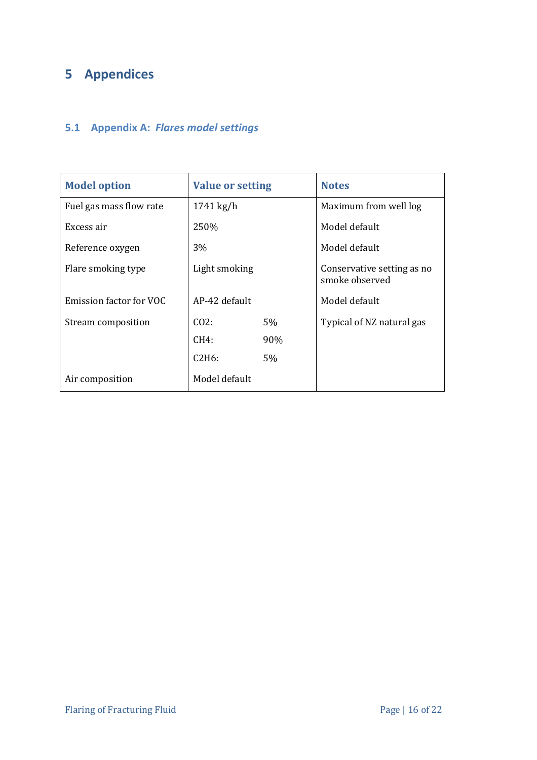# 5 Appendices

## 5.1 Appendix A: *Flares model settings*

| Model option | Value or setting | | Notes |
|---|---|---|---|
| Fuel gas mass flow rate | 1741 kg/h | | Maximum from well log |
| Excess air | 250% | | Model default |
| Reference oxygen | 3% | | Model default |
| Flare smoking type | Light smoking | | Conservative setting as no smoke observed |
| Emission factor for VOC | AP-42 default | | Model default |
| Stream composition | $CO_2$: | 5% | Typical of NZ natural gas |
| | $CH_4$: | 90% | |
| | $C_2H_6$: | 5% | |
| Air composition | Model default | | |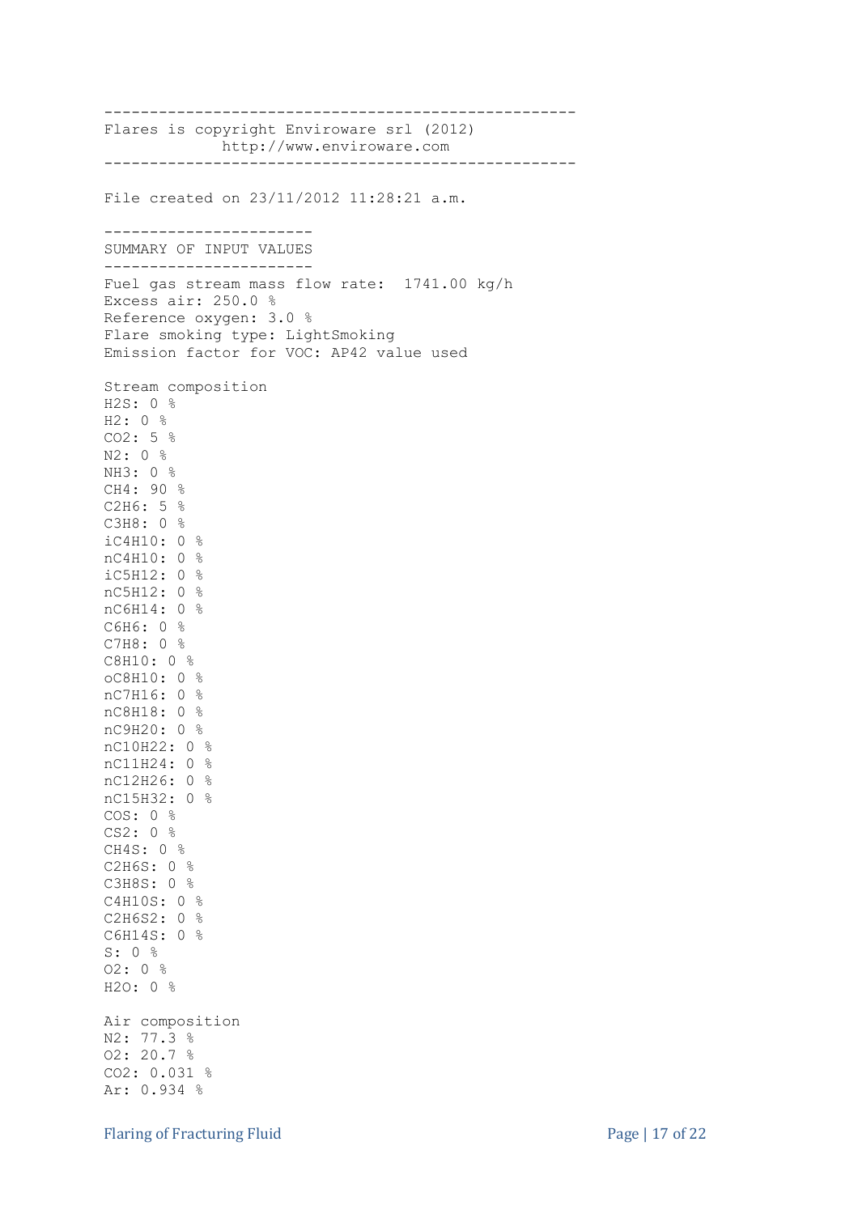```
----------------------------------------------------
Flares is copyright Enviroware srl (2012)
             http://www.enviroware.com
----------------------------------------------------

File created on 23/11/2012 11:28:21 a.m.

-----------------------
SUMMARY OF INPUT VALUES
-----------------------
Fuel gas stream mass flow rate:  1741.00 kg/h
Excess air: 250.0 %
Reference oxygen: 3.0 %
Flare smoking type: LightSmoking
Emission factor for VOC: AP42 value used

Stream composition
H2S: 0 %
H2: 0 %
CO2: 5 %
N2: 0 %
NH3: 0 %
CH4: 90 %
C2H6: 5 %
C3H8: 0 %
iC4H10: 0 %
nC4H10: 0 %
iC5H12: 0 %
nC5H12: 0 %
nC6H14: 0 %
C6H6: 0 %
C7H8: 0 %
C8H10: 0 %
oC8H10: 0 %
nC7H16: 0 %
nC8H18: 0 %
nC9H20: 0 %
nC10H22: 0 %
nC11H24: 0 %
nC12H26: 0 %
nC15H32: 0 %
COS: 0 %
CS2: 0 %
CH4S: 0 %
C2H6S: 0 %
C3H8S: 0 %
C4H10S: 0 %
C2H6S2: 0 %
C6H14S: 0 %
S: 0 %
O2: 0 %
H2O: 0 %

Air composition
N2: 77.3 %
O2: 20.7 %
CO2: 0.031 %
Ar: 0.934 %
```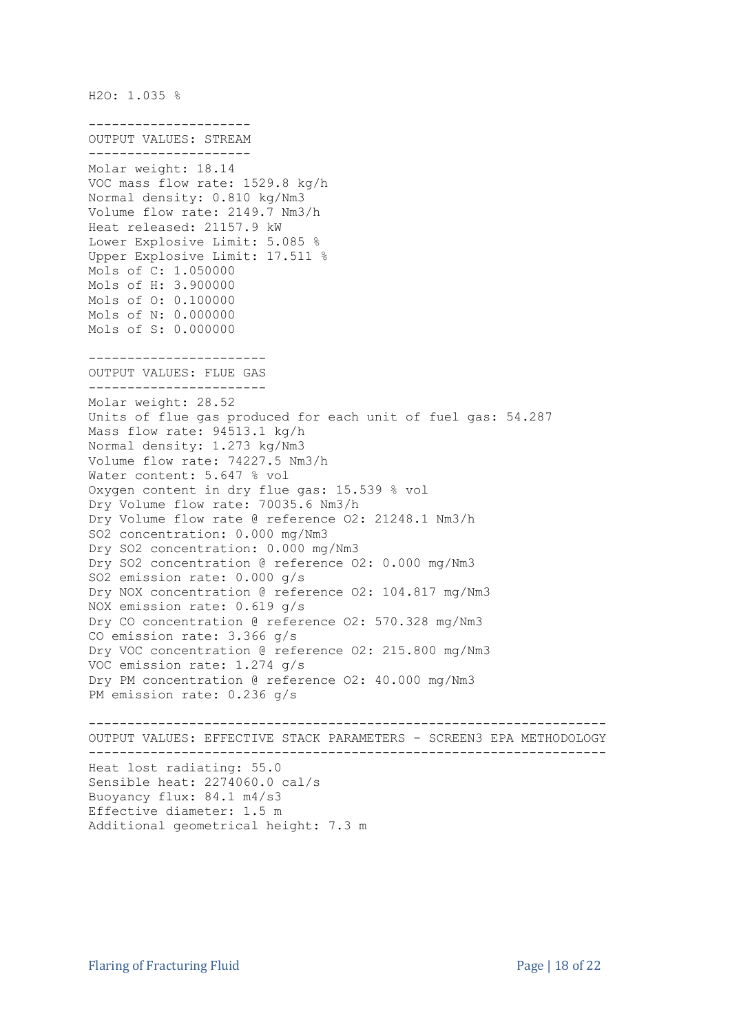```
H2O: 1.035 %

---------------------
OUTPUT VALUES: STREAM
---------------------
Molar weight: 18.14
VOC mass flow rate: 1529.8 kg/h
Normal density: 0.810 kg/Nm3
Volume flow rate: 2149.7 Nm3/h
Heat released: 21157.9 kW
Lower Explosive Limit: 5.085 %
Upper Explosive Limit: 17.511 %
Mols of C: 1.050000
Mols of H: 3.900000
Mols of O: 0.100000
Mols of N: 0.000000
Mols of S: 0.000000

-----------------------
OUTPUT VALUES: FLUE GAS
-----------------------
Molar weight: 28.52
Units of flue gas produced for each unit of fuel gas: 54.287
Mass flow rate: 94513.1 kg/h
Normal density: 1.273 kg/Nm3
Volume flow rate: 74227.5 Nm3/h
Water content: 5.647 % vol
Oxygen content in dry flue gas: 15.539 % vol
Dry Volume flow rate: 70035.6 Nm3/h
Dry Volume flow rate @ reference O2: 21248.1 Nm3/h
SO2 concentration: 0.000 mg/Nm3
Dry SO2 concentration: 0.000 mg/Nm3
Dry SO2 concentration @ reference O2: 0.000 mg/Nm3
SO2 emission rate: 0.000 g/s
Dry NOX concentration @ reference O2: 104.817 mg/Nm3
NOX emission rate: 0.619 g/s
Dry CO concentration @ reference O2: 570.328 mg/Nm3
CO emission rate: 3.366 g/s
Dry VOC concentration @ reference O2: 215.800 mg/Nm3
VOC emission rate: 1.274 g/s
Dry PM concentration @ reference O2: 40.000 mg/Nm3
PM emission rate: 0.236 g/s

-------------------------------------------------------------------
OUTPUT VALUES: EFFECTIVE STACK PARAMETERS - SCREEN3 EPA METHODOLOGY
-------------------------------------------------------------------
Heat lost radiating: 55.0
Sensible heat: 2274060.0 cal/s
Buoyancy flux: 84.1 m4/s3
Effective diameter: 1.5 m
Additional geometrical height: 7.3 m
```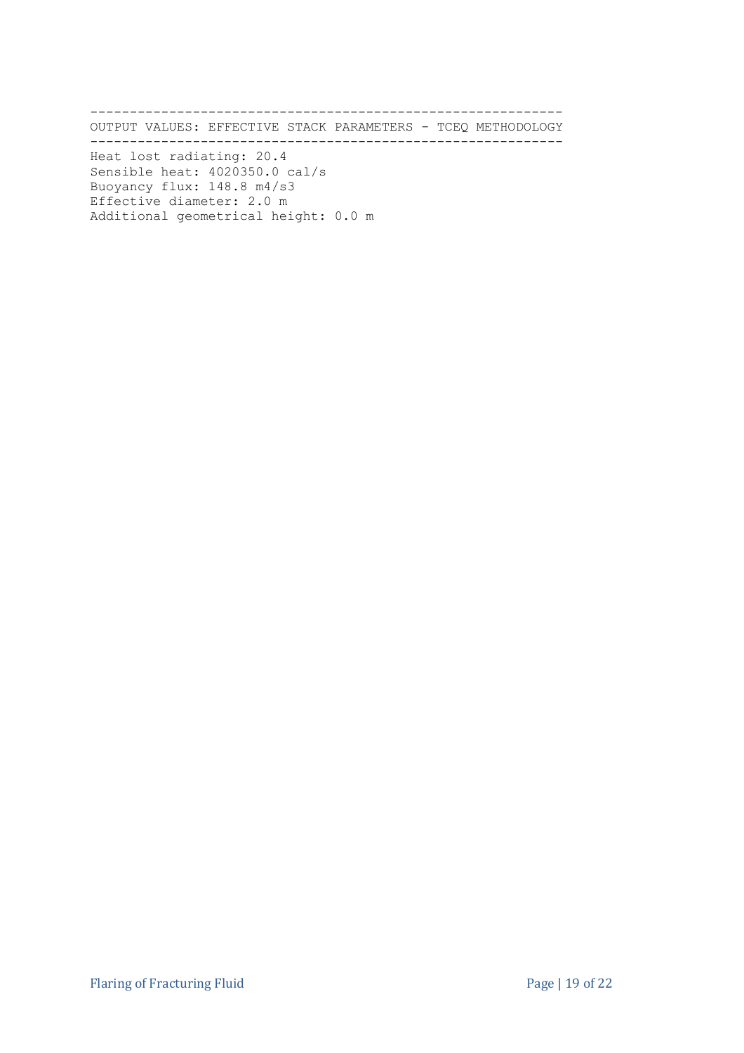```
------------------------------------------------------------
OUTPUT VALUES: EFFECTIVE STACK PARAMETERS - TCEQ METHODOLOGY
------------------------------------------------------------
Heat lost radiating: 20.4
Sensible heat: 4020350.0 cal/s
Buoyancy flux: 148.8 m4/s3
Effective diameter: 2.0 m
Additional geometrical height: 0.0 m
```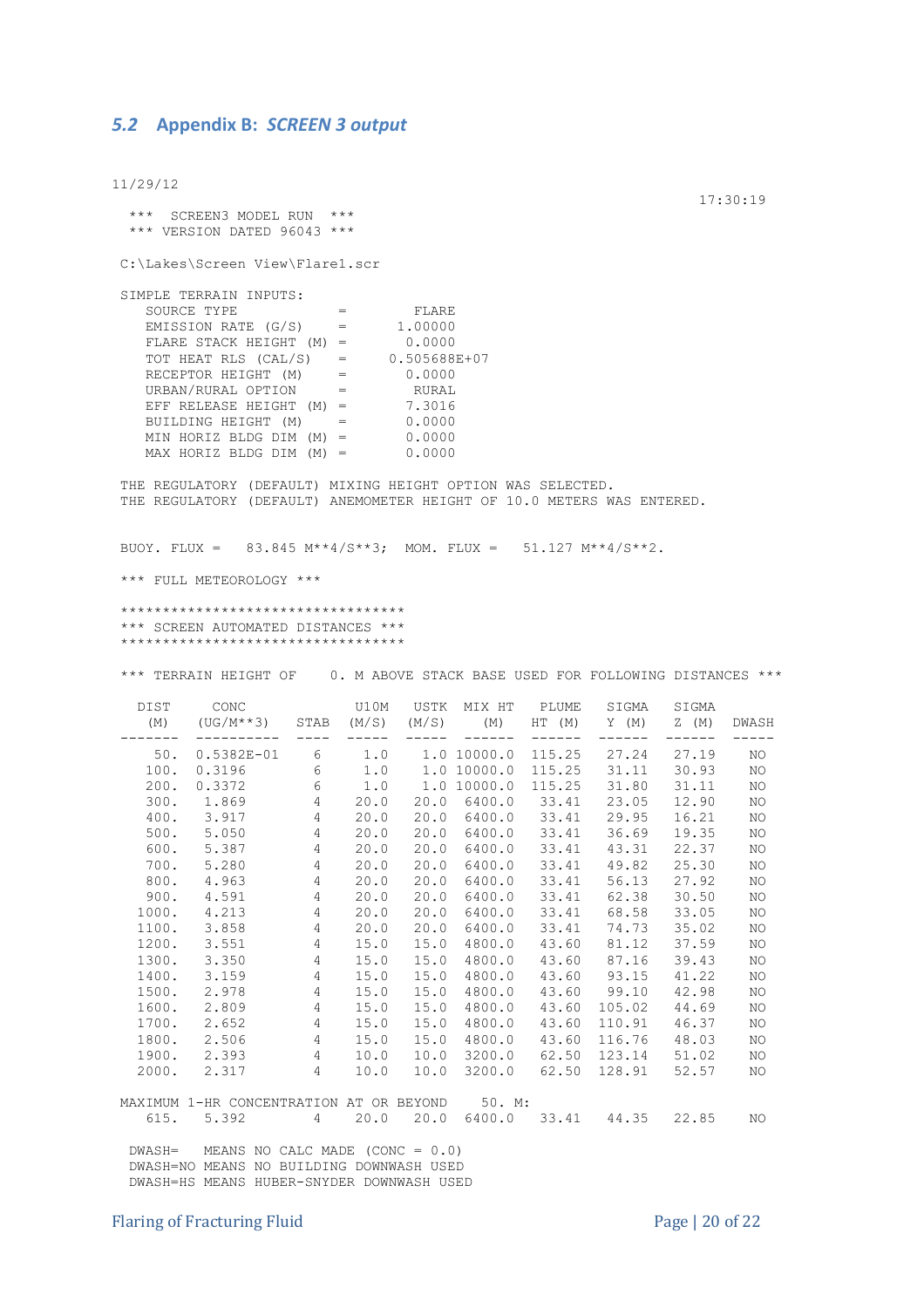### *5.2* Appendix B: *SCREEN 3 output*

```
11/29/12
                                                                    17:30:19
 ***  SCREEN3 MODEL RUN  ***
 *** VERSION DATED 96043 ***

 C:\Lakes\Screen View\Flare1.scr

 SIMPLE TERRAIN INPUTS:
    SOURCE TYPE            =        FLARE
    EMISSION RATE (G/S)    =       1.00000
    FLARE STACK HEIGHT (M) =        0.0000
    TOT HEAT RLS (CAL/S)   =     0.505688E+07
    RECEPTOR HEIGHT (M)    =        0.0000
    URBAN/RURAL OPTION     =        RURAL
    EFF RELEASE HEIGHT (M) =        7.3016
    BUILDING HEIGHT (M)    =        0.0000
    MIN HORIZ BLDG DIM (M) =        0.0000
    MAX HORIZ BLDG DIM (M) =        0.0000

 THE REGULATORY (DEFAULT) MIXING HEIGHT OPTION WAS SELECTED.
 THE REGULATORY (DEFAULT) ANEMOMETER HEIGHT OF 10.0 METERS WAS ENTERED.


 BUOY. FLUX =   83.845 M**4/S**3;  MOM. FLUX =   51.127 M**4/S**2.

 *** FULL METEOROLOGY ***

 **********************************
 *** SCREEN AUTOMATED DISTANCES ***
 **********************************

 *** TERRAIN HEIGHT OF    0. M ABOVE STACK BASE USED FOR FOLLOWING DISTANCES ***

   DIST     CONC             U10M   USTK  MIX HT   PLUME   SIGMA   SIGMA
    (M)   (UG/M**3)   STAB  (M/S)  (M/S)    (M)   HT (M)   Y (M)   Z (M)  DWASH
 -------  ----------  ----  -----  -----  ------  ------  ------  ------  -----
     50.  0.5382E-01    6     1.0    1.0 10000.0  115.25   27.24   27.19    NO
    100.  0.3196        6     1.0    1.0 10000.0  115.25   31.11   30.93    NO
    200.  0.3372        6     1.0    1.0 10000.0  115.25   31.80   31.11    NO
    300.   1.869        4    20.0   20.0  6400.0   33.41   23.05   12.90    NO
    400.   3.917        4    20.0   20.0  6400.0   33.41   29.95   16.21    NO
    500.   5.050        4    20.0   20.0  6400.0   33.41   36.69   19.35    NO
    600.   5.387        4    20.0   20.0  6400.0   33.41   43.31   22.37    NO
    700.   5.280        4    20.0   20.0  6400.0   33.41   49.82   25.30    NO
    800.   4.963        4    20.0   20.0  6400.0   33.41   56.13   27.92    NO
    900.   4.591        4    20.0   20.0  6400.0   33.41   62.38   30.50    NO
   1000.   4.213        4    20.0   20.0  6400.0   33.41   68.58   33.05    NO
   1100.   3.858        4    20.0   20.0  6400.0   33.41   74.73   35.02    NO
   1200.   3.551        4    15.0   15.0  4800.0   43.60   81.12   37.59    NO
   1300.   3.350        4    15.0   15.0  4800.0   43.60   87.16   39.43    NO
   1400.   3.159        4    15.0   15.0  4800.0   43.60   93.15   41.22    NO
   1500.   2.978        4    15.0   15.0  4800.0   43.60   99.10   42.98    NO
   1600.   2.809        4    15.0   15.0  4800.0   43.60  105.02   44.69    NO
   1700.   2.652        4    15.0   15.0  4800.0   43.60  110.91   46.37    NO
   1800.   2.506        4    15.0   15.0  4800.0   43.60  116.76   48.03    NO
   1900.   2.393        4    10.0   10.0  3200.0   62.50  123.14   51.02    NO
   2000.   2.317        4    10.0   10.0  3200.0   62.50  128.91   52.57    NO

 MAXIMUM 1-HR CONCENTRATION AT OR BEYOND     50. M:
    615.   5.392        4    20.0   20.0  6400.0   33.41   44.35   22.85    NO

  DWASH=   MEANS NO CALC MADE (CONC = 0.0)
  DWASH=NO MEANS NO BUILDING DOWNWASH USED
  DWASH=HS MEANS HUBER-SNYDER DOWNWASH USED
```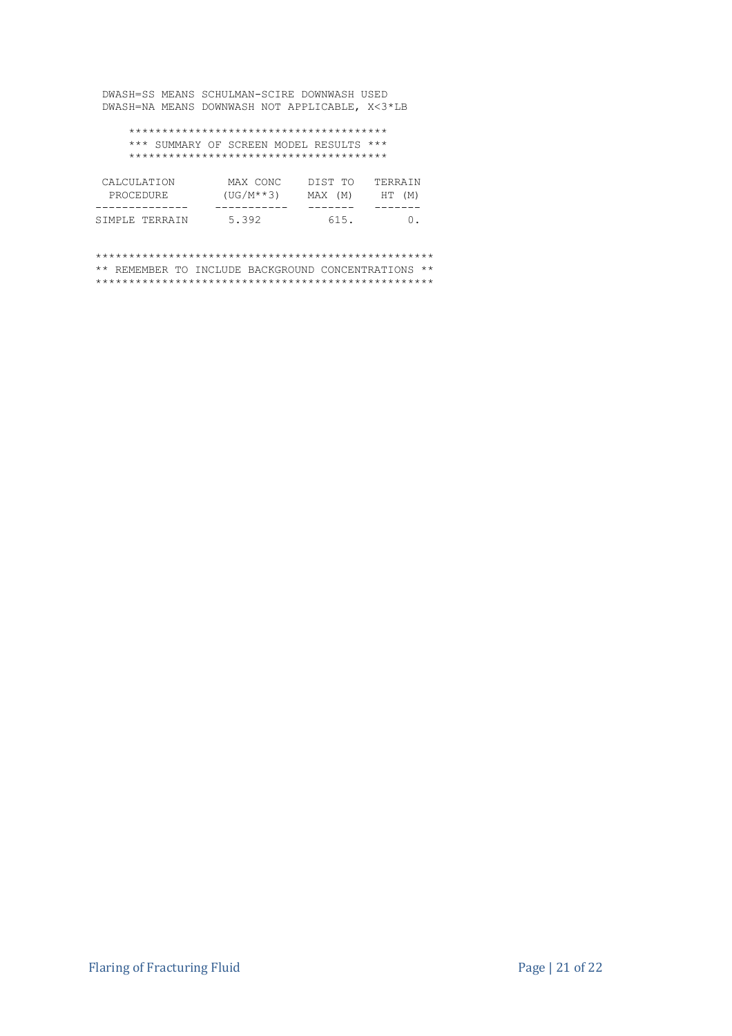DWASH=SS MEANS SCHULMAN-SCIRE DOWNWASH USED
DWASH=NA MEANS DOWNWASH NOT APPLICABLE, X<3*LB

```
 ***************************************
 *** SUMMARY OF SCREEN MODEL RESULTS ***
 ***************************************
```

| CALCULATION PROCEDURE | MAX CONC (UG/M**3) | DIST TO MAX (M) | TERRAIN HT (M) |
|---|---|---|---|
| SIMPLE TERRAIN | 5.392 | 615. | 0. |

```
***************************************************
** REMEMBER TO INCLUDE BACKGROUND CONCENTRATIONS **
***************************************************
```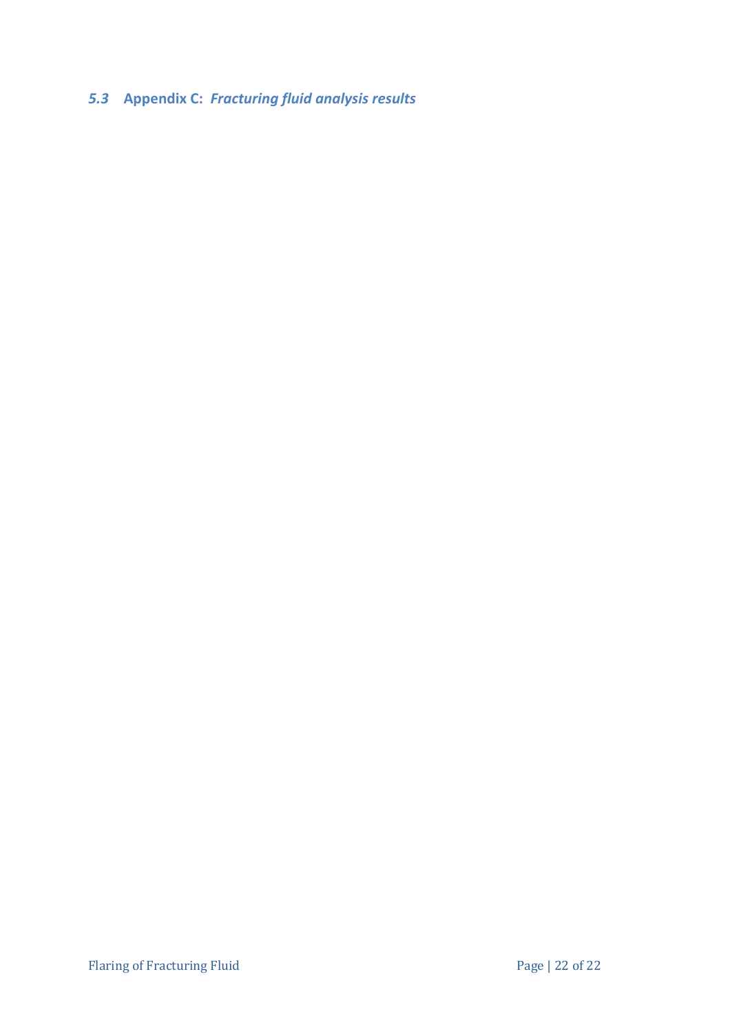## *5.3* Appendix C: *Fracturing fluid analysis results*